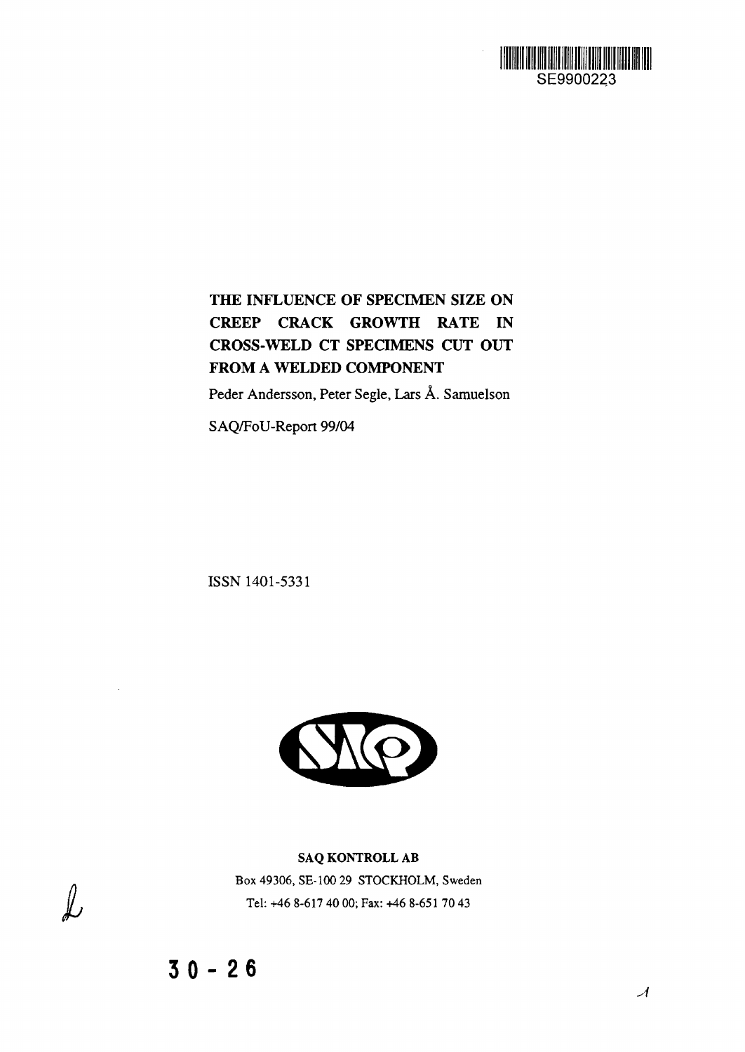SE9900223

# THE INFLUENCE OF SPECIMEN SIZE ON CREEP CRACK GROWTH RATE IN CROSS-WELD CT SPECIMENS CUT OUT FROM A WELDED COMPONENT

Peder Andersson, Peter Segle, Lars Å. Samuelson

SAQ/FoU-Report 99/04

ISSN 1401-5331

**SAQ KONTROLL AB**

Box 49306, SE-100 29 STOCKHOLM, Sweden

Tel: +46 8-617 40 00; Fax: +46 8-651 70 43

30 - 26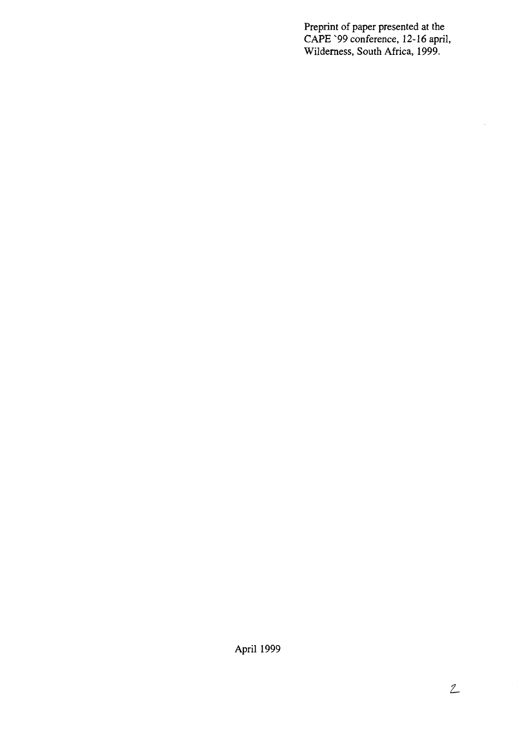Preprint of paper presented at the CAPE `99 conference, 12-16 april, Wilderness, South Africa, 1999.

April 1999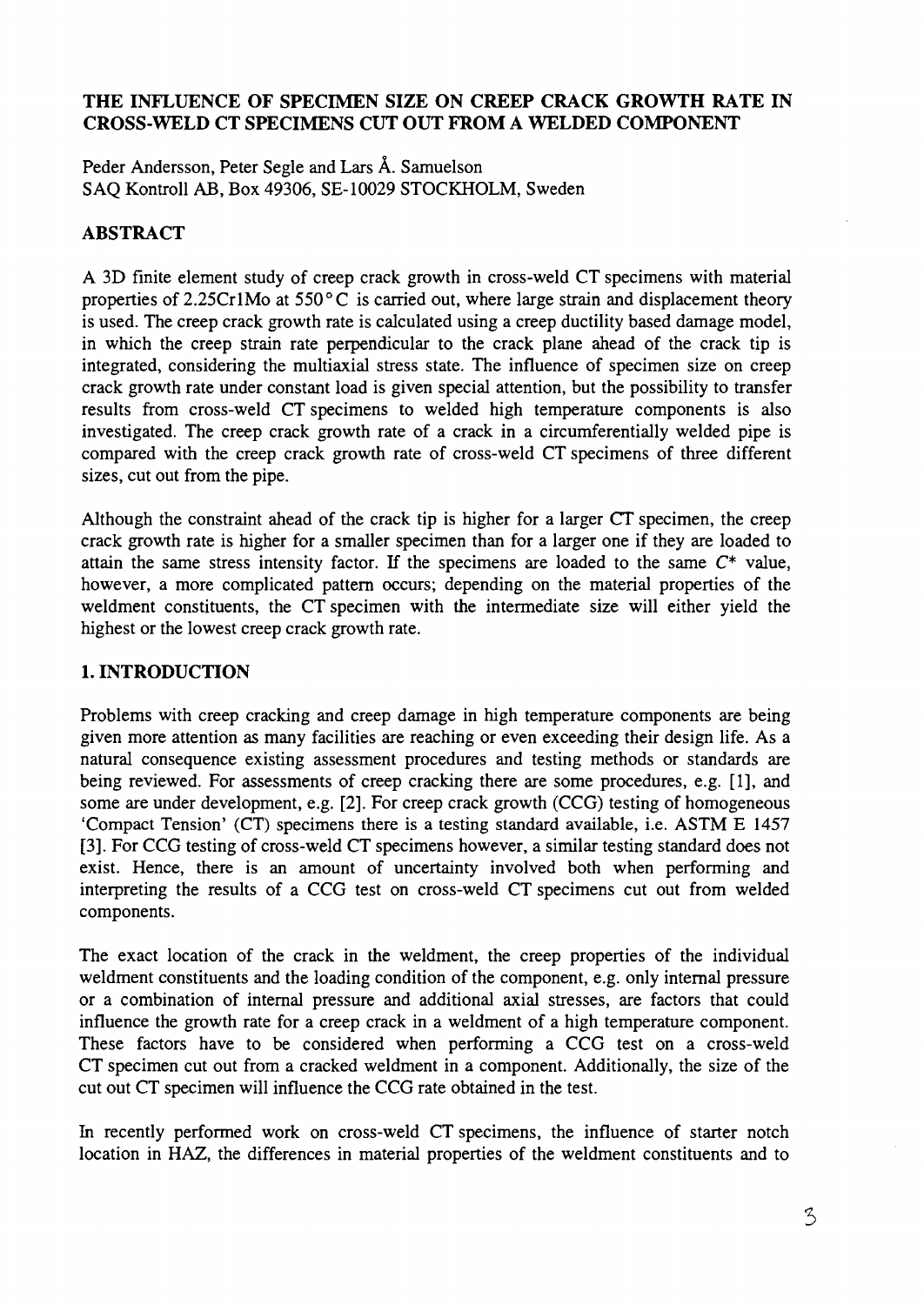# THE INFLUENCE OF SPECIMEN SIZE ON CREEP CRACK GROWTH RATE IN CROSS-WELD CT SPECIMENS CUT OUT FROM A WELDED COMPONENT

Peder Andersson, Peter Segle and Lars Å. Samuelson
SAQ Kontroll AB, Box 49306, SE-10029 STOCKHOLM, Sweden

## ABSTRACT

A 3D finite element study of creep crack growth in cross-weld CT specimens with material properties of 2.25Cr1Mo at 550°C is carried out, where large strain and displacement theory is used. The creep crack growth rate is calculated using a creep ductility based damage model, in which the creep strain rate perpendicular to the crack plane ahead of the crack tip is integrated, considering the multiaxial stress state. The influence of specimen size on creep crack growth rate under constant load is given special attention, but the possibility to transfer results from cross-weld CT specimens to welded high temperature components is also investigated. The creep crack growth rate of a crack in a circumferentially welded pipe is compared with the creep crack growth rate of cross-weld CT specimens of three different sizes, cut out from the pipe.

Although the constraint ahead of the crack tip is higher for a larger CT specimen, the creep crack growth rate is higher for a smaller specimen than for a larger one if they are loaded to attain the same stress intensity factor. If the specimens are loaded to the same $C^*$ value, however, a more complicated pattern occurs; depending on the material properties of the weldment constituents, the CT specimen with the intermediate size will either yield the highest or the lowest creep crack growth rate.

## 1. INTRODUCTION

Problems with creep cracking and creep damage in high temperature components are being given more attention as many facilities are reaching or even exceeding their design life. As a natural consequence existing assessment procedures and testing methods or standards are being reviewed. For assessments of creep cracking there are some procedures, e.g. [1], and some are under development, e.g. [2]. For creep crack growth (CCG) testing of homogeneous 'Compact Tension' (CT) specimens there is a testing standard available, i.e. ASTM E 1457 [3]. For CCG testing of cross-weld CT specimens however, a similar testing standard does not exist. Hence, there is an amount of uncertainty involved both when performing and interpreting the results of a CCG test on cross-weld CT specimens cut out from welded components.

The exact location of the crack in the weldment, the creep properties of the individual weldment constituents and the loading condition of the component, e.g. only internal pressure or a combination of internal pressure and additional axial stresses, are factors that could influence the growth rate for a creep crack in a weldment of a high temperature component. These factors have to be considered when performing a CCG test on a cross-weld CT specimen cut out from a cracked weldment in a component. Additionally, the size of the cut out CT specimen will influence the CCG rate obtained in the test.

In recently performed work on cross-weld CT specimens, the influence of starter notch location in HAZ, the differences in material properties of the weldment constituents and to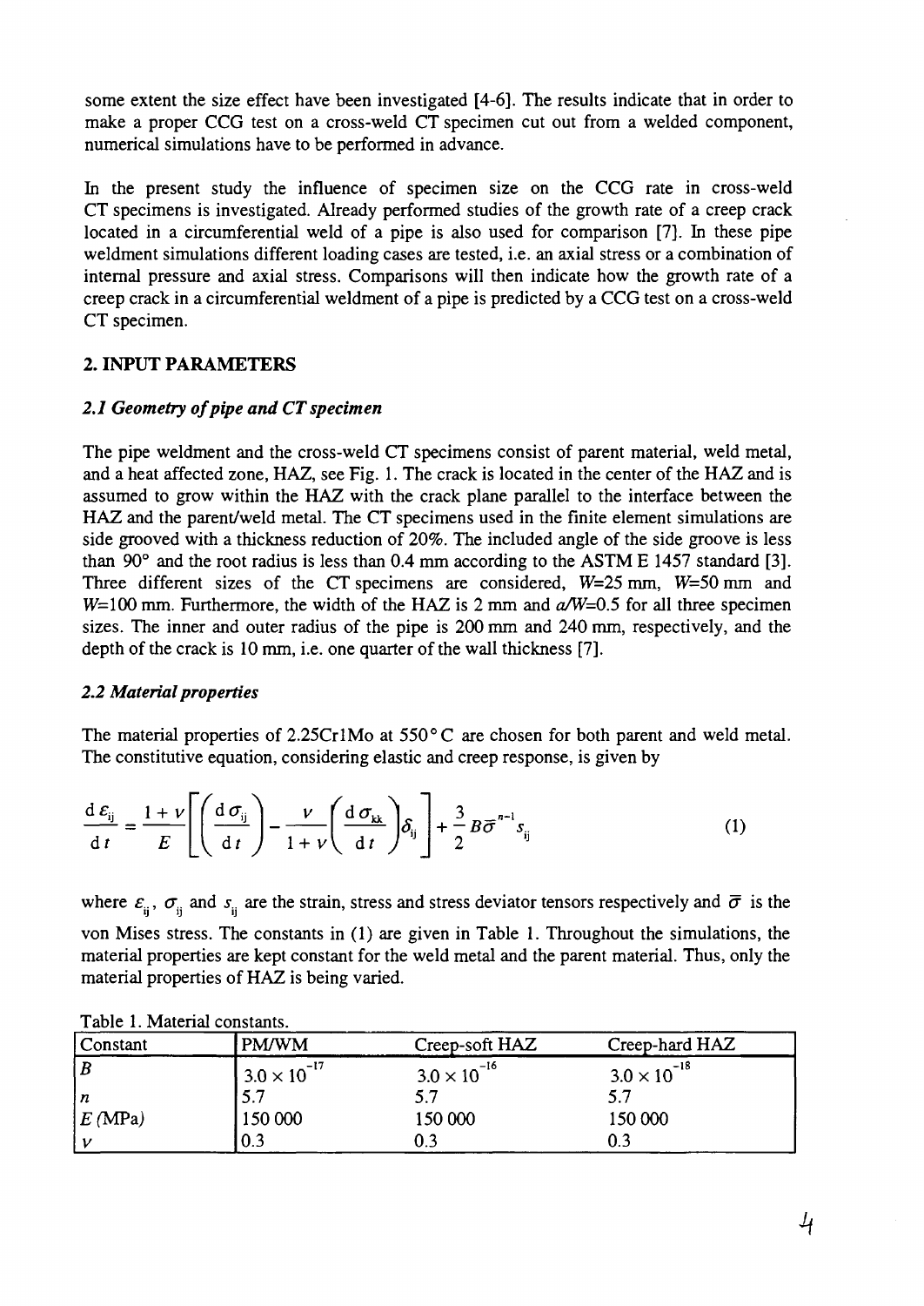some extent the size effect have been investigated [4-6]. The results indicate that in order to make a proper CCG test on a cross-weld CT specimen cut out from a welded component, numerical simulations have to be performed in advance.

In the present study the influence of specimen size on the CCG rate in cross-weld CT specimens is investigated. Already performed studies of the growth rate of a creep crack located in a circumferential weld of a pipe is also used for comparison [7]. In these pipe weldment simulations different loading cases are tested, i.e. an axial stress or a combination of internal pressure and axial stress. Comparisons will then indicate how the growth rate of a creep crack in a circumferential weldment of a pipe is predicted by a CCG test on a cross-weld CT specimen.

## 2. INPUT PARAMETERS

### *2.1 Geometry of pipe and CT specimen*

The pipe weldment and the cross-weld CT specimens consist of parent material, weld metal, and a heat affected zone, HAZ, see Fig. 1. The crack is located in the center of the HAZ and is assumed to grow within the HAZ with the crack plane parallel to the interface between the HAZ and the parent/weld metal. The CT specimens used in the finite element simulations are side grooved with a thickness reduction of 20%. The included angle of the side groove is less than 90° and the root radius is less than 0.4 mm according to the ASTM E 1457 standard [3]. Three different sizes of the CT specimens are considered, $W$=25 mm, $W$=50 mm and $W$=100 mm. Furthermore, the width of the HAZ is 2 mm and $a/W$=0.5 for all three specimen sizes. The inner and outer radius of the pipe is 200 mm and 240 mm, respectively, and the depth of the crack is 10 mm, i.e. one quarter of the wall thickness [7].

### *2.2 Material properties*

The material properties of 2.25Cr1Mo at 550° C are chosen for both parent and weld metal. The constitutive equation, considering elastic and creep response, is given by

$$\frac{d\varepsilon_{ij}}{dt} = \frac{1+\nu}{E}\left[\left(\frac{d\sigma_{ij}}{dt}\right) - \frac{\nu}{1+\nu}\left(\frac{d\sigma_{kk}}{dt}\right)\delta_{ij}\right] + \frac{3}{2}B\bar{\sigma}^{n-1}s_{ij} \tag{1}$$

where $\varepsilon_{ij}$, $\sigma_{ij}$ and $s_{ij}$ are the strain, stress and stress deviator tensors respectively and $\bar{\sigma}$ is the von Mises stress. The constants in (1) are given in Table 1. Throughout the simulations, the material properties are kept constant for the weld metal and the parent material. Thus, only the material properties of HAZ is being varied.

Table 1. Material constants.

| Constant | PM/WM | Creep-soft HAZ | Creep-hard HAZ |
|---|---|---|---|
| $B$ | $3.0 \times 10^{-17}$ | $3.0 \times 10^{-16}$ | $3.0 \times 10^{-18}$ |
| $n$ | 5.7 | 5.7 | 5.7 |
| $E$ (MPa) | 150 000 | 150 000 | 150 000 |
| $\nu$ | 0.3 | 0.3 | 0.3 |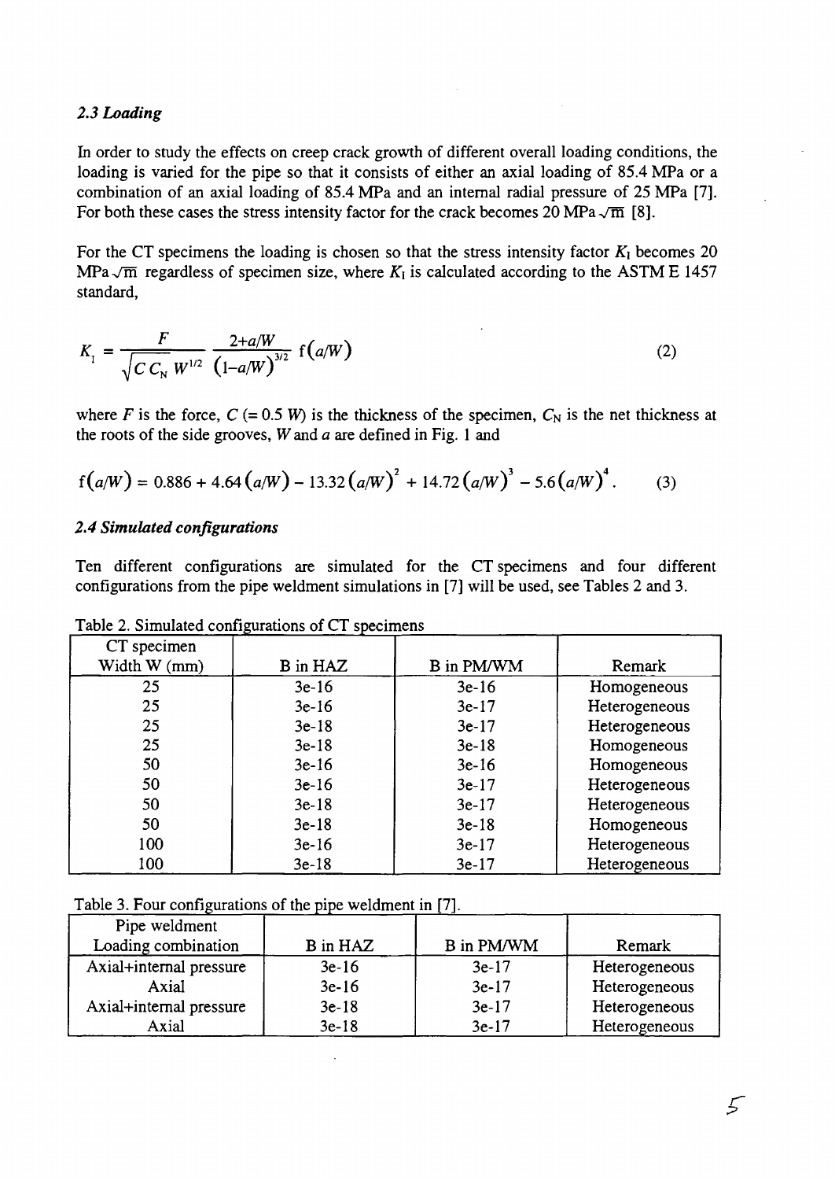### *2.3 Loading*

In order to study the effects on creep crack growth of different overall loading conditions, the loading is varied for the pipe so that it consists of either an axial loading of 85.4 MPa or a combination of an axial loading of 85.4 MPa and an internal radial pressure of 25 MPa [7]. For both these cases the stress intensity factor for the crack becomes 20 MPa$\sqrt{\text{m}}$ [8].

For the CT specimens the loading is chosen so that the stress intensity factor $K_\text{I}$ becomes 20 MPa$\sqrt{\text{m}}$ regardless of specimen size, where $K_\text{I}$ is calculated according to the ASTM E 1457 standard,

$$K_\text{I} = \frac{F}{\sqrt{C\,C_\text{N}}\,W^{1/2}} \frac{2+a/W}{\left(1-a/W\right)^{3/2}} \,\text{f}\left(a/W\right) \tag{2}$$

where $F$ is the force, $C$ (= 0.5 $W$) is the thickness of the specimen, $C_\text{N}$ is the net thickness at the roots of the side grooves, $W$ and $a$ are defined in Fig. 1 and

$$\text{f}\left(a/W\right) = 0.886 + 4.64\left(a/W\right) - 13.32\left(a/W\right)^2 + 14.72\left(a/W\right)^3 - 5.6\left(a/W\right)^4 . \tag{3}$$

### *2.4 Simulated configurations*

Ten different configurations are simulated for the CT specimens and four different configurations from the pipe weldment simulations in [7] will be used, see Tables 2 and 3.

Table 2. Simulated configurations of CT specimens

| CT specimen Width W (mm) | B in HAZ | B in PM/WM | Remark |
|---|---|---|---|
| 25 | 3e-16 | 3e-16 | Homogeneous |
| 25 | 3e-16 | 3e-17 | Heterogeneous |
| 25 | 3e-18 | 3e-17 | Heterogeneous |
| 25 | 3e-18 | 3e-18 | Homogeneous |
| 50 | 3e-16 | 3e-16 | Homogeneous |
| 50 | 3e-16 | 3e-17 | Heterogeneous |
| 50 | 3e-18 | 3e-17 | Heterogeneous |
| 50 | 3e-18 | 3e-18 | Homogeneous |
| 100 | 3e-16 | 3e-17 | Heterogeneous |
| 100 | 3e-18 | 3e-17 | Heterogeneous |

Table 3. Four configurations of the pipe weldment in [7].

| Pipe weldment Loading combination | B in HAZ | B in PM/WM | Remark |
|---|---|---|---|
| Axial+internal pressure | 3e-16 | 3e-17 | Heterogeneous |
| Axial | 3e-16 | 3e-17 | Heterogeneous |
| Axial+internal pressure | 3e-18 | 3e-17 | Heterogeneous |
| Axial | 3e-18 | 3e-17 | Heterogeneous |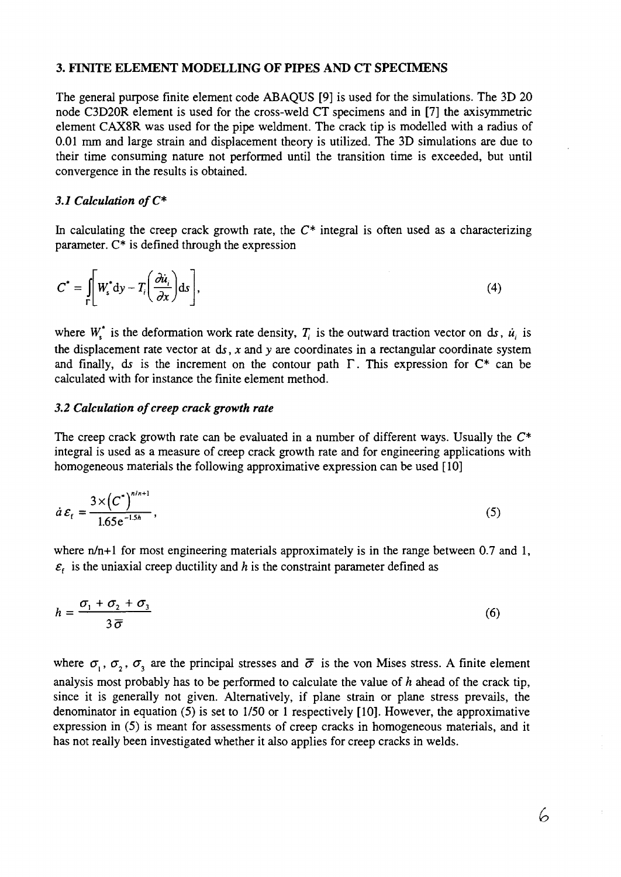## 3. FINITE ELEMENT MODELLING OF PIPES AND CT SPECIMENS

The general purpose finite element code ABAQUS [9] is used for the simulations. The 3D 20 node C3D20R element is used for the cross-weld CT specimens and in [7] the axisymmetric element CAX8R was used for the pipe weldment. The crack tip is modelled with a radius of 0.01 mm and large strain and displacement theory is utilized. The 3D simulations are due to their time consuming nature not performed until the transition time is exceeded, but until convergence in the results is obtained.

### *3.1 Calculation of C**

In calculating the creep crack growth rate, the $C^*$ integral is often used as a characterizing parameter. $C^*$ is defined through the expression

$$C^* = \int_{\Gamma} \left[ W_s^* \mathrm{d}y - T_i \left( \frac{\partial \dot{u}_i}{\partial x} \right) \mathrm{d}s \right], \tag{4}$$

where $W_s^*$ is the deformation work rate density, $T_i$ is the outward traction vector on $\mathrm{d}s$, $\dot{u}_i$ is the displacement rate vector at $\mathrm{d}s$, $x$ and $y$ are coordinates in a rectangular coordinate system and finally, $\mathrm{d}s$ is the increment on the contour path $\Gamma$. This expression for $C^*$ can be calculated with for instance the finite element method.

### *3.2 Calculation of creep crack growth rate*

The creep crack growth rate can be evaluated in a number of different ways. Usually the $C^*$ integral is used as a measure of creep crack growth rate and for engineering applications with homogeneous materials the following approximative expression can be used [10]

$$\dot{a}\,\varepsilon_f = \frac{3 \times \left(C^*\right)^{n/n+1}}{1.65 e^{-1.5h}}, \tag{5}$$

where $n/n+1$ for most engineering materials approximately is in the range between 0.7 and 1, $\varepsilon_f$ is the uniaxial creep ductility and $h$ is the constraint parameter defined as

$$h = \frac{\sigma_1 + \sigma_2 + \sigma_3}{3\bar{\sigma}} \tag{6}$$

where $\sigma_1$, $\sigma_2$, $\sigma_3$ are the principal stresses and $\bar{\sigma}$ is the von Mises stress. A finite element analysis most probably has to be performed to calculate the value of $h$ ahead of the crack tip, since it is generally not given. Alternatively, if plane strain or plane stress prevails, the denominator in equation (5) is set to 1/50 or 1 respectively [10]. However, the approximative expression in (5) is meant for assessments of creep cracks in homogeneous materials, and it has not really been investigated whether it also applies for creep cracks in welds.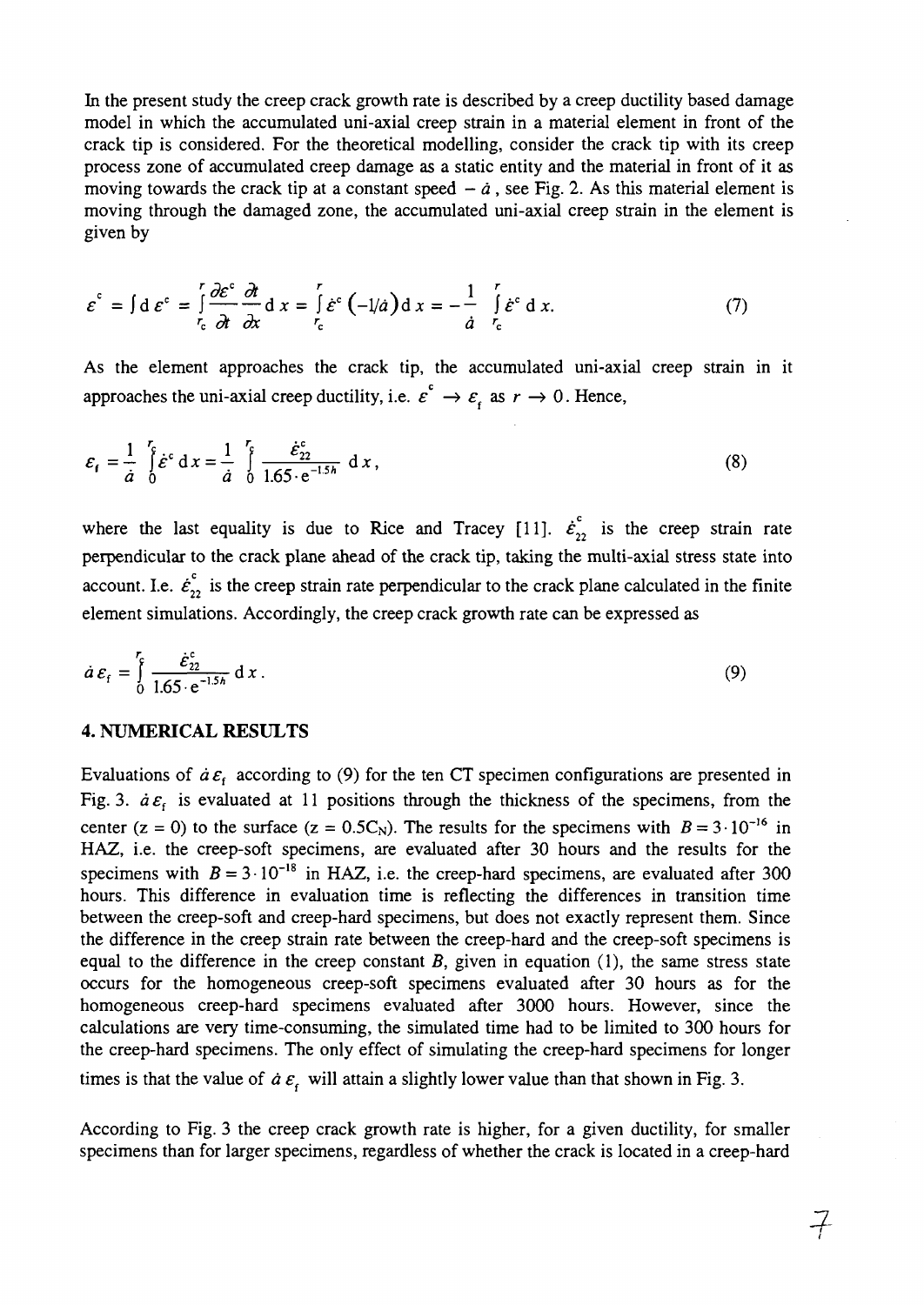In the present study the creep crack growth rate is described by a creep ductility based damage model in which the accumulated uni-axial creep strain in a material element in front of the crack tip is considered. For the theoretical modelling, consider the crack tip with its creep process zone of accumulated creep damage as a static entity and the material in front of it as moving towards the crack tip at a constant speed $-\dot{a}$, see Fig. 2. As this material element is moving through the damaged zone, the accumulated uni-axial creep strain in the element is given by

$$\varepsilon^{c} = \int \mathrm{d}\,\varepsilon^{c} = \int_{r_c}^{r} \frac{\partial \varepsilon^{c}}{\partial t}\frac{\partial t}{\partial x}\,\mathrm{d}\,x = \int_{r_c}^{r} \dot{\varepsilon}^{c}\left(-1/\dot{a}\right)\mathrm{d}\,x = -\frac{1}{\dot{a}}\int_{r_c}^{r} \dot{\varepsilon}^{c}\,\mathrm{d}\,x. \tag{7}$$

As the element approaches the crack tip, the accumulated uni-axial creep strain in it approaches the uni-axial creep ductility, i.e. $\varepsilon^{c} \rightarrow \varepsilon_{f}$ as $r \rightarrow 0$. Hence,

$$\varepsilon_{f} = \frac{1}{\dot{a}}\int_{0}^{r_c} \dot{\varepsilon}^{c}\,\mathrm{d}\,x = \frac{1}{\dot{a}}\int_{0}^{r_c} \frac{\dot{\varepsilon}_{22}^{c}}{1.65\cdot \mathrm{e}^{-1.5h}}\,\mathrm{d}\,x, \tag{8}$$

where the last equality is due to Rice and Tracey [11]. $\dot{\varepsilon}_{22}^{c}$ is the creep strain rate perpendicular to the crack plane ahead of the crack tip, taking the multi-axial stress state into account. I.e. $\dot{\varepsilon}_{22}^{c}$ is the creep strain rate perpendicular to the crack plane calculated in the finite element simulations. Accordingly, the creep crack growth rate can be expressed as

$$\dot{a}\,\varepsilon_{f} = \int_{0}^{r_c} \frac{\dot{\varepsilon}_{22}^{c}}{1.65\cdot \mathrm{e}^{-1.5h}}\,\mathrm{d}\,x. \tag{9}$$

## 4. NUMERICAL RESULTS

Evaluations of $\dot{a}\,\varepsilon_{f}$ according to (9) for the ten CT specimen configurations are presented in Fig. 3. $\dot{a}\,\varepsilon_{f}$ is evaluated at 11 positions through the thickness of the specimens, from the center (z = 0) to the surface (z = $0.5C_N$). The results for the specimens with $B = 3\cdot 10^{-16}$ in HAZ, i.e. the creep-soft specimens, are evaluated after 30 hours and the results for the specimens with $B = 3\cdot 10^{-18}$ in HAZ, i.e. the creep-hard specimens, are evaluated after 300 hours. This difference in evaluation time is reflecting the differences in transition time between the creep-soft and creep-hard specimens, but does not exactly represent them. Since the difference in the creep strain rate between the creep-hard and the creep-soft specimens is equal to the difference in the creep constant $B$, given in equation (1), the same stress state occurs for the homogeneous creep-soft specimens evaluated after 30 hours as for the homogeneous creep-hard specimens evaluated after 3000 hours. However, since the calculations are very time-consuming, the simulated time had to be limited to 300 hours for the creep-hard specimens. The only effect of simulating the creep-hard specimens for longer times is that the value of $\dot{a}\,\varepsilon_{f}$ will attain a slightly lower value than that shown in Fig. 3.

According to Fig. 3 the creep crack growth rate is higher, for a given ductility, for smaller specimens than for larger specimens, regardless of whether the crack is located in a creep-hard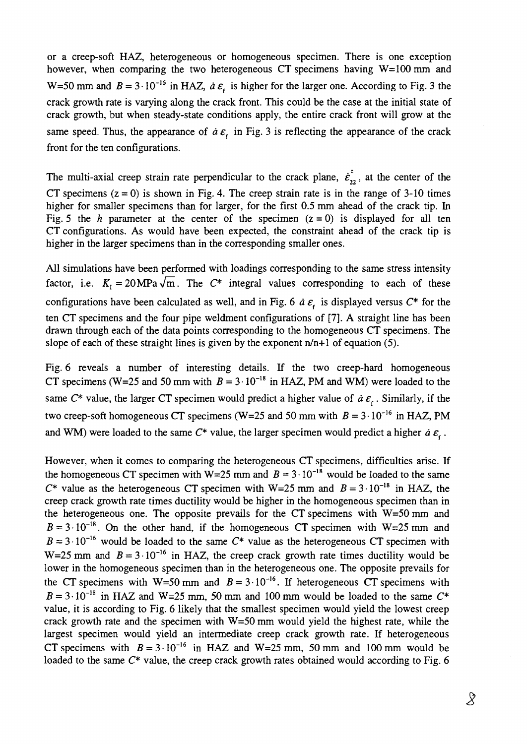or a creep-soft HAZ, heterogeneous or homogeneous specimen. There is one exception however, when comparing the two heterogeneous CT specimens having W=100 mm and W=50 mm and $B = 3 \cdot 10^{-16}$ in HAZ, $\dot{a}\,\varepsilon_f$ is higher for the larger one. According to Fig. 3 the crack growth rate is varying along the crack front. This could be the case at the initial state of crack growth, but when steady-state conditions apply, the entire crack front will grow at the same speed. Thus, the appearance of $\dot{a}\,\varepsilon_f$ in Fig. 3 is reflecting the appearance of the crack front for the ten configurations.

The multi-axial creep strain rate perpendicular to the crack plane, $\dot{\varepsilon}_{22}^{c}$, at the center of the CT specimens ($z = 0$) is shown in Fig. 4. The creep strain rate is in the range of 3-10 times higher for smaller specimens than for larger, for the first 0.5 mm ahead of the crack tip. In Fig. 5 the $h$ parameter at the center of the specimen ($z = 0$) is displayed for all ten CT configurations. As would have been expected, the constraint ahead of the crack tip is higher in the larger specimens than in the corresponding smaller ones.

All simulations have been performed with loadings corresponding to the same stress intensity factor, i.e. $K_I = 20\,\text{MPa}\sqrt{\text{m}}$. The $C^*$ integral values corresponding to each of these configurations have been calculated as well, and in Fig. 6 $\dot{a}\,\varepsilon_f$ is displayed versus $C^*$ for the ten CT specimens and the four pipe weldment configurations of [7]. A straight line has been drawn through each of the data points corresponding to the homogeneous CT specimens. The slope of each of these straight lines is given by the exponent n/n+1 of equation (5).

Fig. 6 reveals a number of interesting details. If the two creep-hard homogeneous CT specimens (W=25 and 50 mm with $B = 3 \cdot 10^{-18}$ in HAZ, PM and WM) were loaded to the same $C^*$ value, the larger CT specimen would predict a higher value of $\dot{a}\,\varepsilon_f$. Similarly, if the two creep-soft homogeneous CT specimens (W=25 and 50 mm with $B = 3 \cdot 10^{-16}$ in HAZ, PM and WM) were loaded to the same $C^*$ value, the larger specimen would predict a higher $\dot{a}\,\varepsilon_f$.

However, when it comes to comparing the heterogeneous CT specimens, difficulties arise. If the homogeneous CT specimen with W=25 mm and $B = 3 \cdot 10^{-18}$ would be loaded to the same $C^*$ value as the heterogeneous CT specimen with W=25 mm and $B = 3 \cdot 10^{-18}$ in HAZ, the creep crack growth rate times ductility would be higher in the homogeneous specimen than in the heterogeneous one. The opposite prevails for the CT specimens with W=50 mm and $B = 3 \cdot 10^{-18}$. On the other hand, if the homogeneous CT specimen with W=25 mm and $B = 3 \cdot 10^{-16}$ would be loaded to the same $C^*$ value as the heterogeneous CT specimen with W=25 mm and $B = 3 \cdot 10^{-16}$ in HAZ, the creep crack growth rate times ductility would be lower in the homogeneous specimen than in the heterogeneous one. The opposite prevails for the CT specimens with W=50 mm and $B = 3 \cdot 10^{-16}$. If heterogeneous CT specimens with $B = 3 \cdot 10^{-18}$ in HAZ and W=25 mm, 50 mm and 100 mm would be loaded to the same $C^*$ value, it is according to Fig. 6 likely that the smallest specimen would yield the lowest creep crack growth rate and the specimen with W=50 mm would yield the highest rate, while the largest specimen would yield an intermediate creep crack growth rate. If heterogeneous CT specimens with $B = 3 \cdot 10^{-16}$ in HAZ and W=25 mm, 50 mm and 100 mm would be loaded to the same $C^*$ value, the creep crack growth rates obtained would according to Fig. 6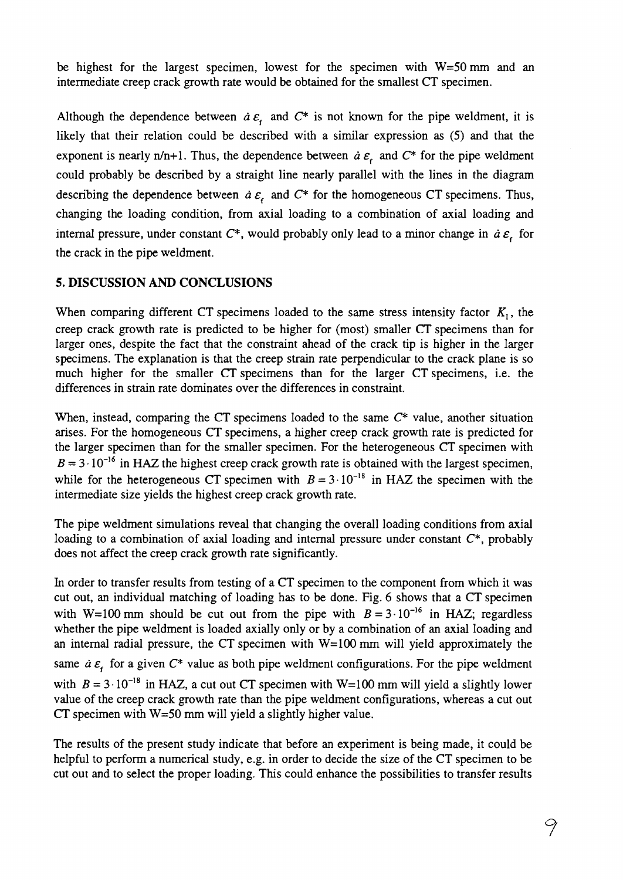be highest for the largest specimen, lowest for the specimen with W=50 mm and an intermediate creep crack growth rate would be obtained for the smallest CT specimen.

Although the dependence between $\dot{a}\,\varepsilon_f$ and $C^*$ is not known for the pipe weldment, it is likely that their relation could be described with a similar expression as (5) and that the exponent is nearly n/n+1. Thus, the dependence between $\dot{a}\,\varepsilon_f$ and $C^*$ for the pipe weldment could probably be described by a straight line nearly parallel with the lines in the diagram describing the dependence between $\dot{a}\,\varepsilon_f$ and $C^*$ for the homogeneous CT specimens. Thus, changing the loading condition, from axial loading to a combination of axial loading and internal pressure, under constant $C^*$, would probably only lead to a minor change in $\dot{a}\,\varepsilon_f$ for the crack in the pipe weldment.

## 5. DISCUSSION AND CONCLUSIONS

When comparing different CT specimens loaded to the same stress intensity factor $K_I$, the creep crack growth rate is predicted to be higher for (most) smaller CT specimens than for larger ones, despite the fact that the constraint ahead of the crack tip is higher in the larger specimens. The explanation is that the creep strain rate perpendicular to the crack plane is so much higher for the smaller CT specimens than for the larger CT specimens, i.e. the differences in strain rate dominates over the differences in constraint.

When, instead, comparing the CT specimens loaded to the same $C^*$ value, another situation arises. For the homogeneous CT specimens, a higher creep crack growth rate is predicted for the larger specimen than for the smaller specimen. For the heterogeneous CT specimen with $B = 3 \cdot 10^{-16}$ in HAZ the highest creep crack growth rate is obtained with the largest specimen, while for the heterogeneous CT specimen with $B = 3 \cdot 10^{-18}$ in HAZ the specimen with the intermediate size yields the highest creep crack growth rate.

The pipe weldment simulations reveal that changing the overall loading conditions from axial loading to a combination of axial loading and internal pressure under constant $C^*$, probably does not affect the creep crack growth rate significantly.

In order to transfer results from testing of a CT specimen to the component from which it was cut out, an individual matching of loading has to be done. Fig. 6 shows that a CT specimen with W=100 mm should be cut out from the pipe with $B = 3 \cdot 10^{-16}$ in HAZ; regardless whether the pipe weldment is loaded axially only or by a combination of an axial loading and an internal radial pressure, the CT specimen with W=100 mm will yield approximately the same $\dot{a}\,\varepsilon_f$ for a given $C^*$ value as both pipe weldment configurations. For the pipe weldment with $B = 3 \cdot 10^{-18}$ in HAZ, a cut out CT specimen with W=100 mm will yield a slightly lower value of the creep crack growth rate than the pipe weldment configurations, whereas a cut out CT specimen with W=50 mm will yield a slightly higher value.

The results of the present study indicate that before an experiment is being made, it could be helpful to perform a numerical study, e.g. in order to decide the size of the CT specimen to be cut out and to select the proper loading. This could enhance the possibilities to transfer results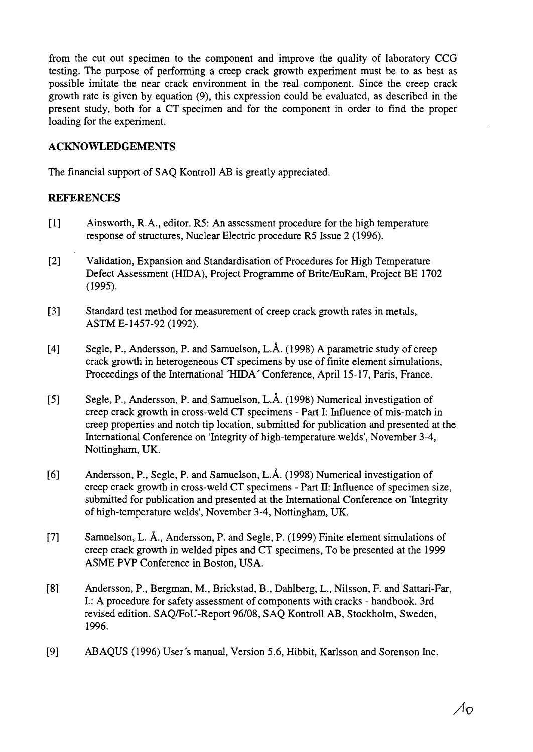from the cut out specimen to the component and improve the quality of laboratory CCG testing. The purpose of performing a creep crack growth experiment must be to as best as possible imitate the near crack environment in the real component. Since the creep crack growth rate is given by equation (9), this expression could be evaluated, as described in the present study, both for a CT specimen and for the component in order to find the proper loading for the experiment.

## ACKNOWLEDGEMENTS

The financial support of SAQ Kontroll AB is greatly appreciated.

## REFERENCES

[1] Ainsworth, R.A., editor. R5: An assessment procedure for the high temperature response of structures, Nuclear Electric procedure R5 Issue 2 (1996).

[2] Validation, Expansion and Standardisation of Procedures for High Temperature Defect Assessment (HIDA), Project Programme of Brite/EuRam, Project BE 1702 (1995).

[3] Standard test method for measurement of creep crack growth rates in metals, ASTM E-1457-92 (1992).

[4] Segle, P., Andersson, P. and Samuelson, L.Å. (1998) A parametric study of creep crack growth in heterogeneous CT specimens by use of finite element simulations, Proceedings of the International 'HIDA' Conference, April 15-17, Paris, France.

[5] Segle, P., Andersson, P. and Samuelson, L.Å. (1998) Numerical investigation of creep crack growth in cross-weld CT specimens - Part I: Influence of mis-match in creep properties and notch tip location, submitted for publication and presented at the International Conference on 'Integrity of high-temperature welds', November 3-4, Nottingham, UK.

[6] Andersson, P., Segle, P. and Samuelson, L.Å. (1998) Numerical investigation of creep crack growth in cross-weld CT specimens - Part II: Influence of specimen size, submitted for publication and presented at the International Conference on 'Integrity of high-temperature welds', November 3-4, Nottingham, UK.

[7] Samuelson, L. Å., Andersson, P. and Segle, P. (1999) Finite element simulations of creep crack growth in welded pipes and CT specimens, To be presented at the 1999 ASME PVP Conference in Boston, USA.

[8] Andersson, P., Bergman, M., Brickstad, B., Dahlberg, L., Nilsson, F. and Sattari-Far, I.: A procedure for safety assessment of components with cracks - handbook. 3rd revised edition. SAQ/FoU-Report 96/08, SAQ Kontroll AB, Stockholm, Sweden, 1996.

[9] ABAQUS (1996) User's manual, Version 5.6, Hibbit, Karlsson and Sorenson Inc.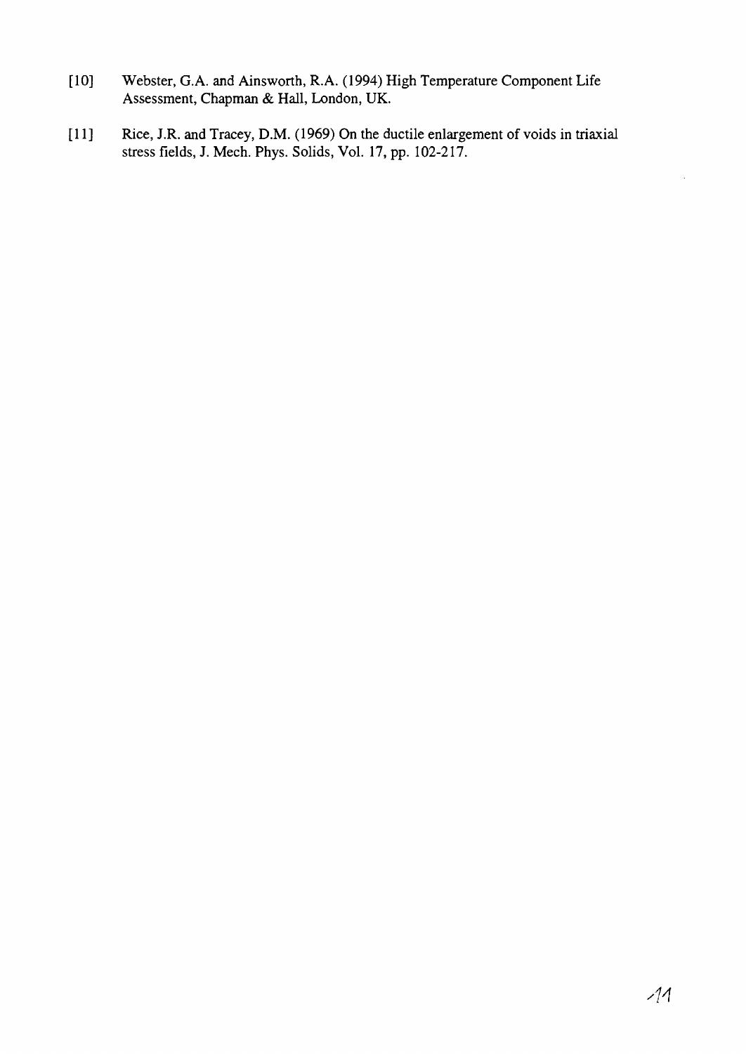[10] Webster, G.A. and Ainsworth, R.A. (1994) High Temperature Component Life Assessment, Chapman & Hall, London, UK.

[11] Rice, J.R. and Tracey, D.M. (1969) On the ductile enlargement of voids in triaxial stress fields, J. Mech. Phys. Solids, Vol. 17, pp. 102-217.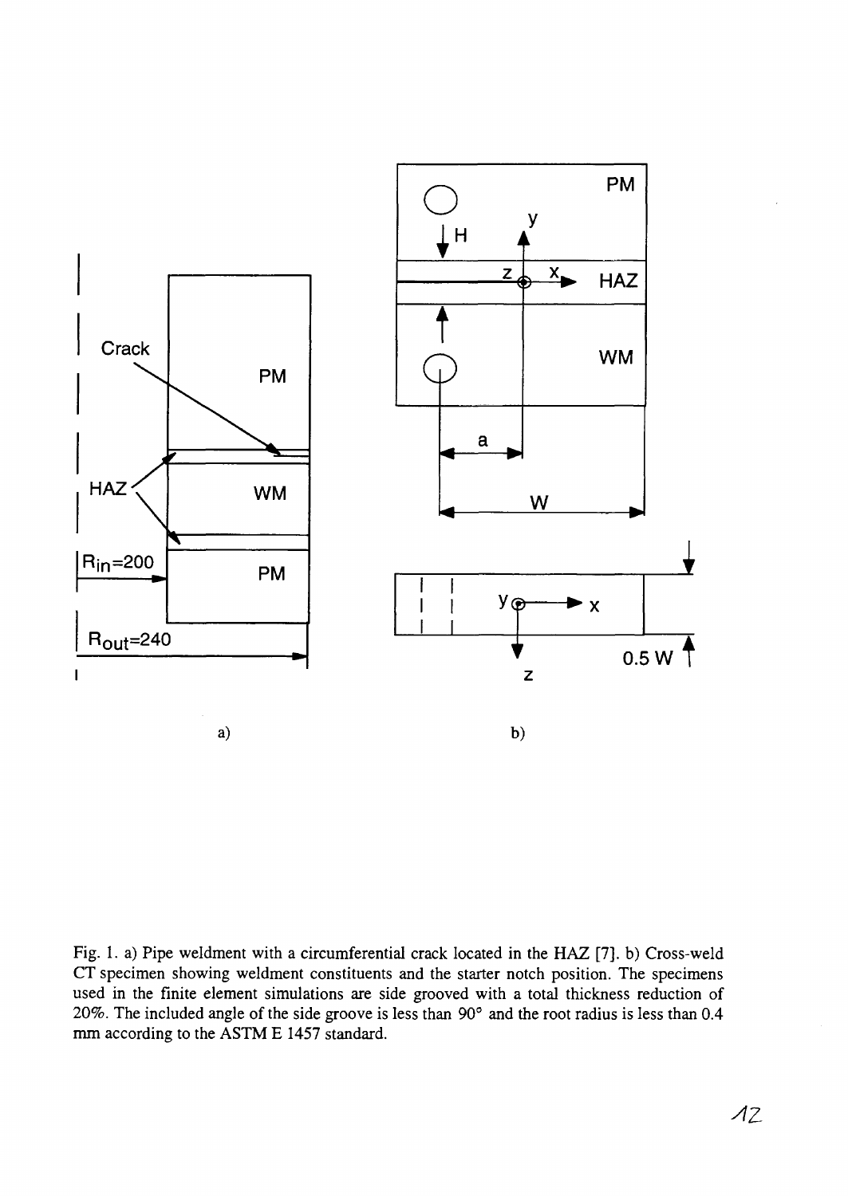Fig. 1. a) Pipe weldment with a circumferential crack located in the HAZ [7]. b) Cross-weld CT specimen showing weldment constituents and the starter notch position. The specimens used in the finite element simulations are side grooved with a total thickness reduction of 20%. The included angle of the side groove is less than 90° and the root radius is less than 0.4 mm according to the ASTM E 1457 standard.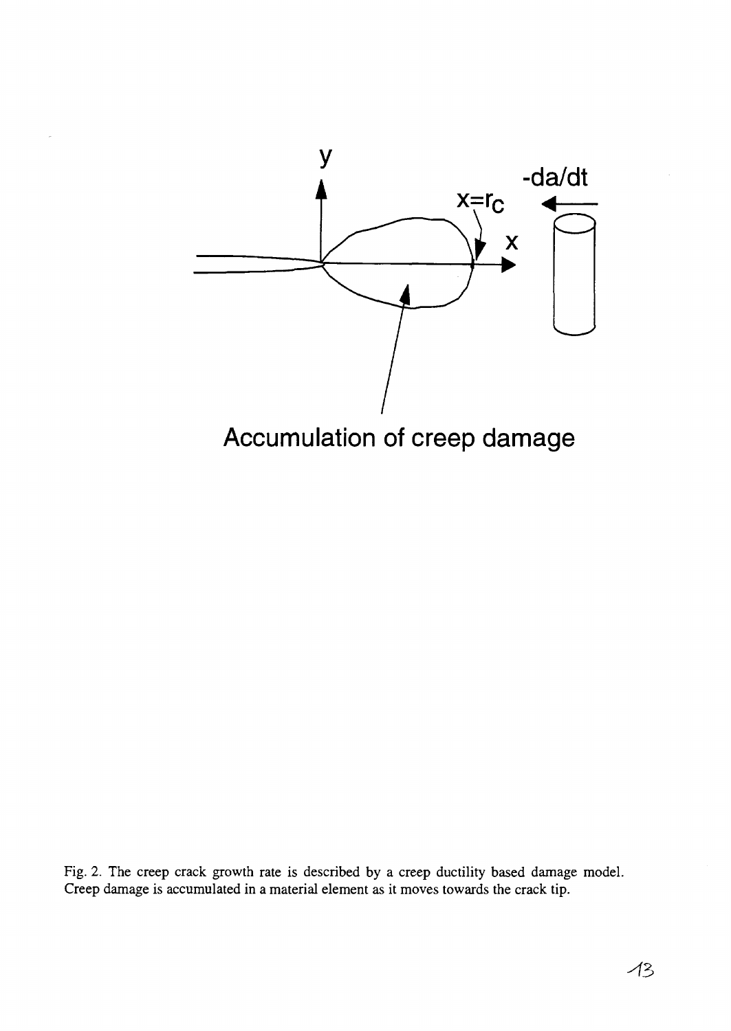Fig. 2. The creep crack growth rate is described by a creep ductility based damage model. Creep damage is accumulated in a material element as it moves towards the crack tip.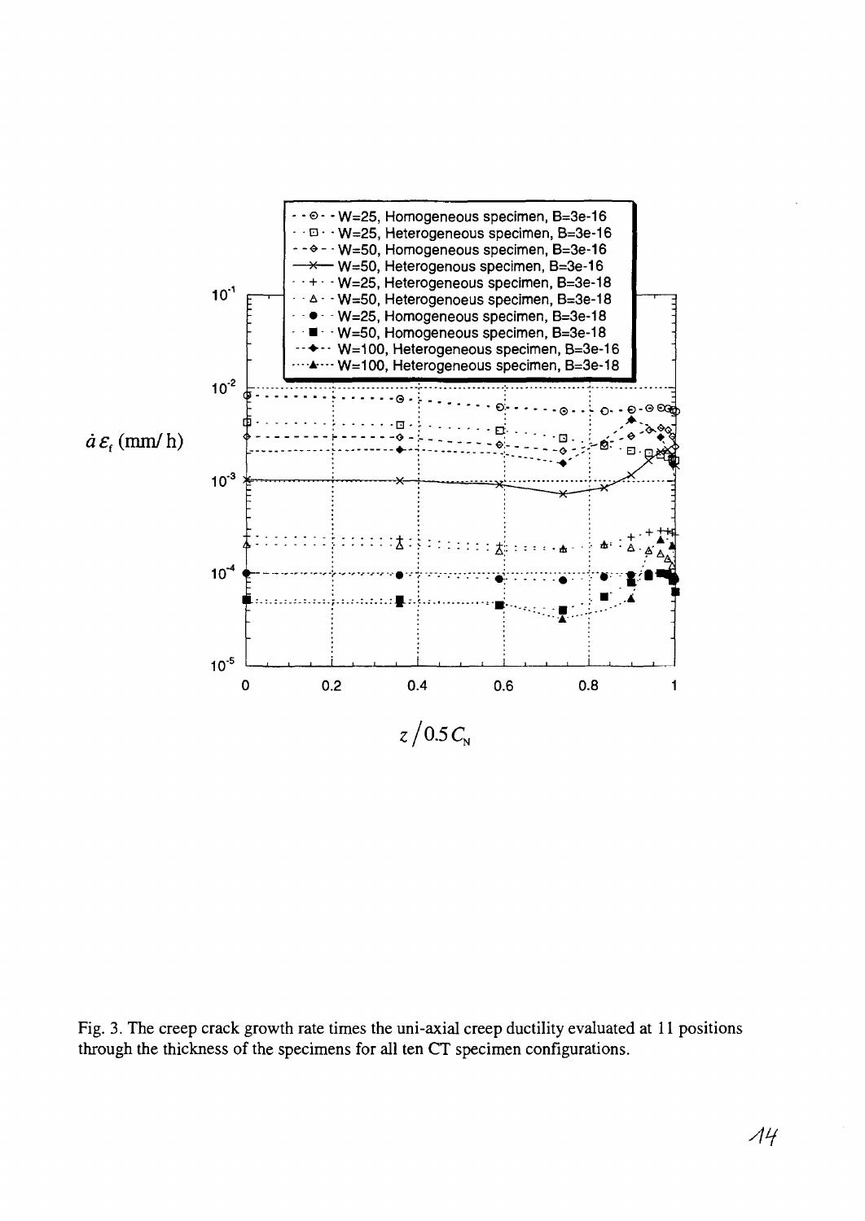Fig. 3. The creep crack growth rate times the uni-axial creep ductility evaluated at 11 positions through the thickness of the specimens for all ten CT specimen configurations.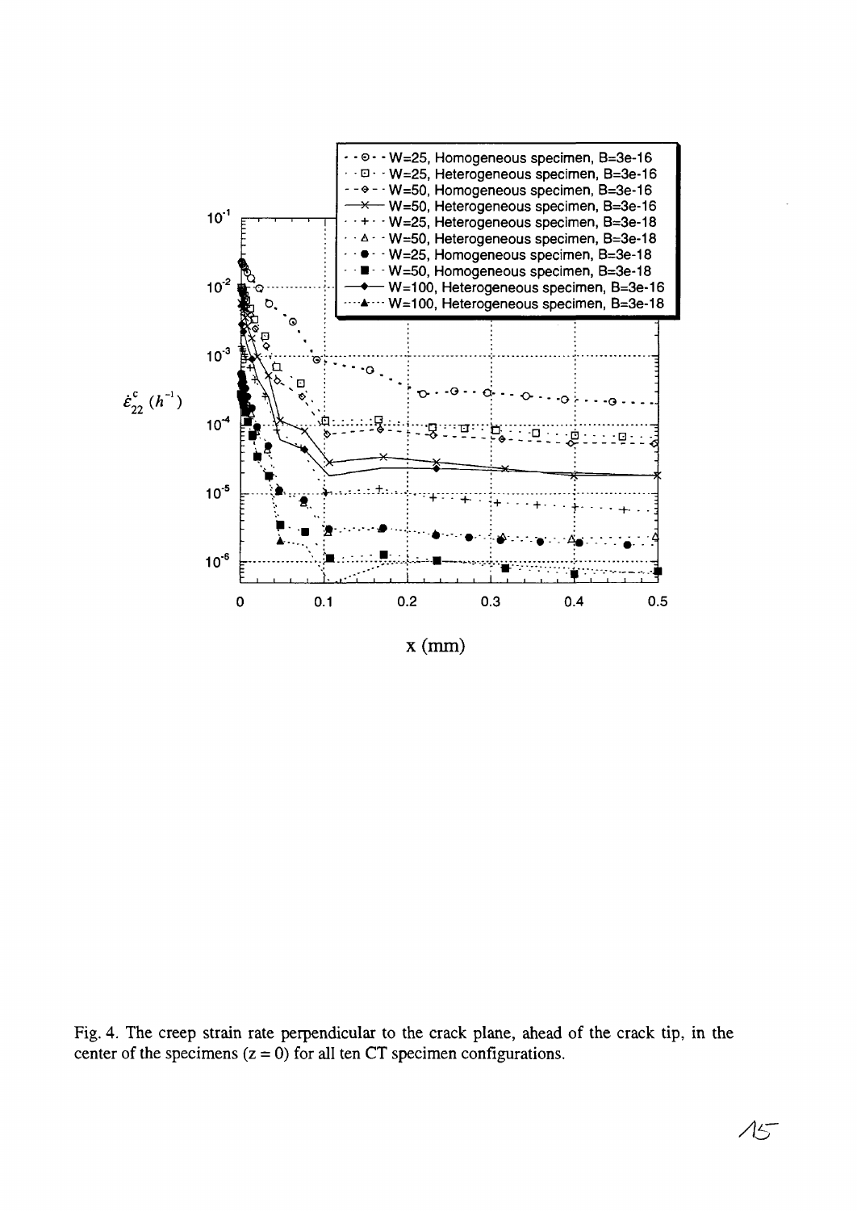Fig. 4. The creep strain rate perpendicular to the crack plane, ahead of the crack tip, in the center of the specimens (z = 0) for all ten CT specimen configurations.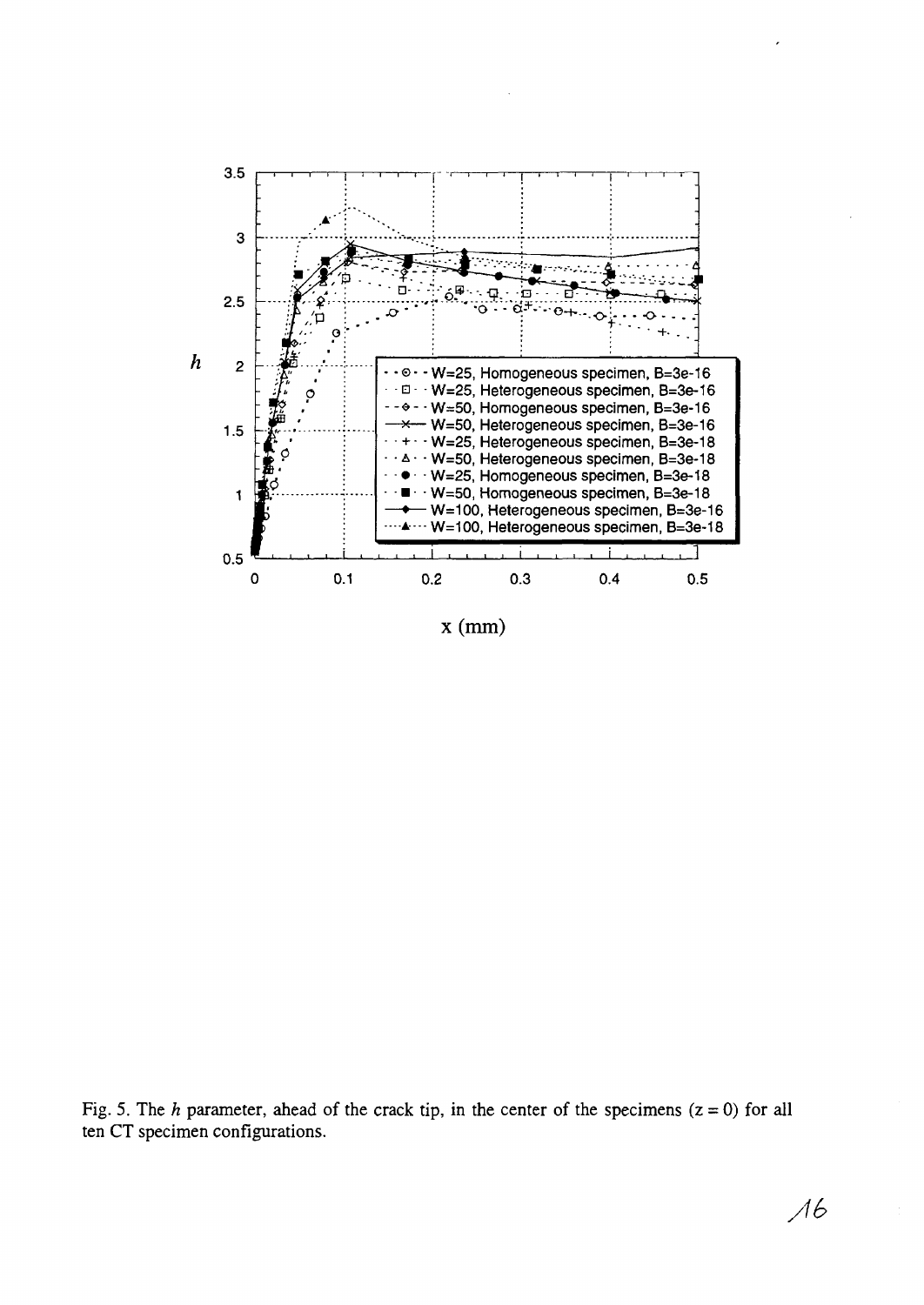Fig. 5. The $h$ parameter, ahead of the crack tip, in the center of the specimens ($z = 0$) for all ten CT specimen configurations.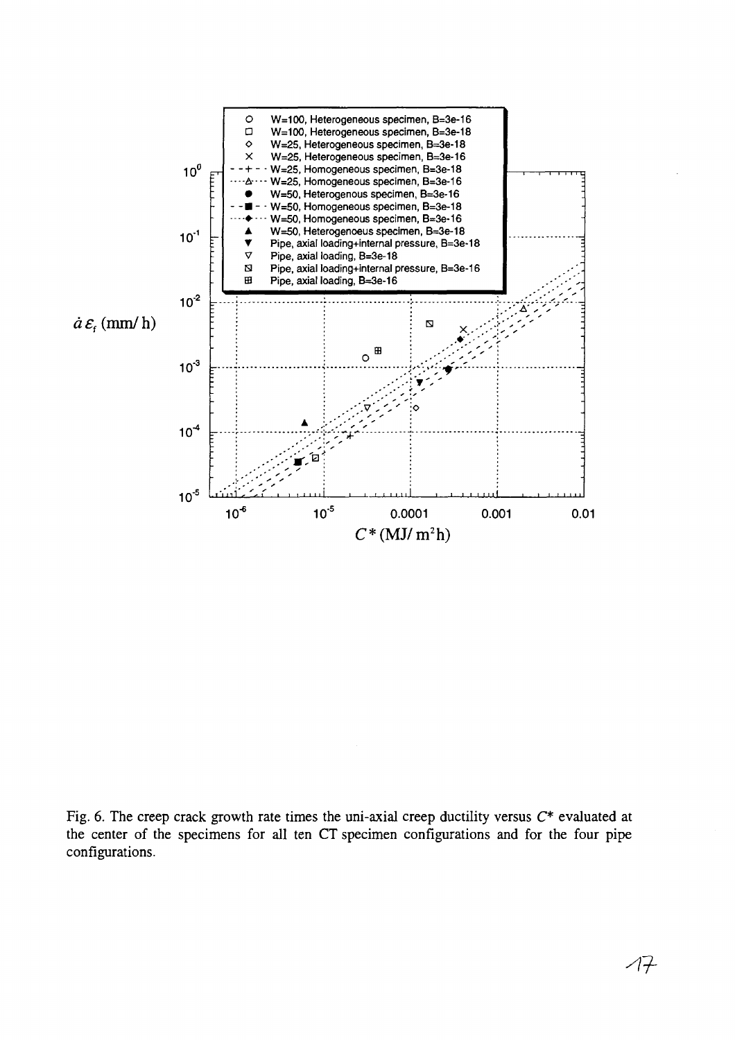W=100, Heterogeneous specimen, B=3e-16
W=100, Heterogeneous specimen, B=3e-18
W=25, Heterogeneous specimen, B=3e-18
W=25, Heterogeneous specimen, B=3e-16
W=25, Homogeneous specimen, B=3e-18
W=25, Homogeneous specimen, B=3e-16
W=50, Heterogenous specimen, B=3e-16
W=50, Homogeneous specimen, B=3e-18
W=50, Homogeneous specimen, B=3e-16
W=50, Heterogenoeus specimen, B=3e-18
Pipe, axial loading+internal pressure, B=3e-18
Pipe, axial loading, B=3e-18
Pipe, axial loading+internal pressure, B=3e-16
Pipe, axial loading, B=3e-16

$10^{0}$
$10^{-1}$
$10^{-2}$
$10^{-3}$
$10^{-4}$
$10^{-5}$

$\dot{a}\,\varepsilon_f$ (mm/ h)

$10^{-6}$ $10^{-5}$ 0.0001 0.001 0.01

$C^*$ (MJ/ m$^2$h)

Fig. 6. The creep crack growth rate times the uni-axial creep ductility versus $C^*$ evaluated at the center of the specimens for all ten CT specimen configurations and for the four pipe configurations.